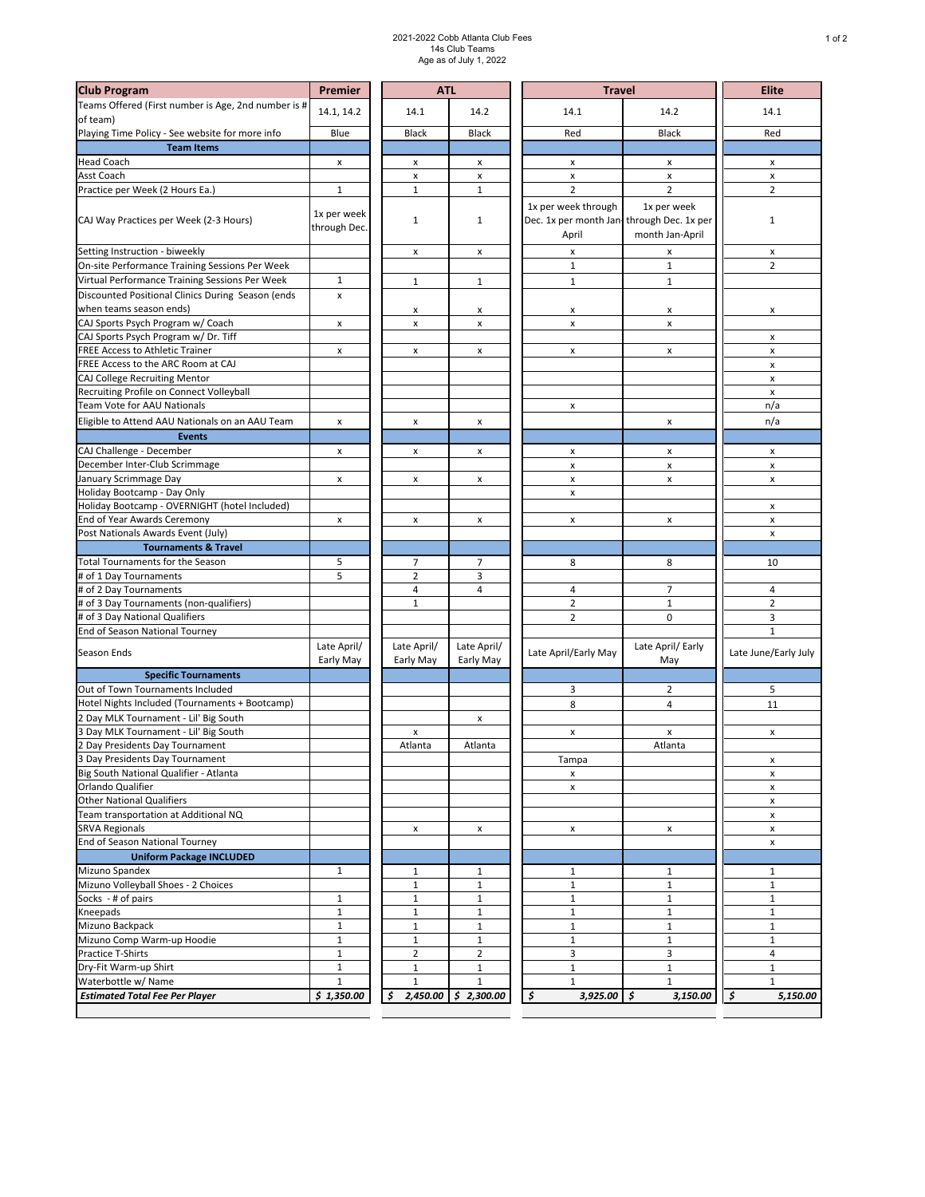2021-2022 Cobb Atlanta Club Fees
14s Club Teams
Age as of July 1, 2022

| Club Program | Premier | ATL | | Travel | | Elite |
|---|---|---|---|---|---|---|
| Teams Offered (First number is Age, 2nd number is # of team) | 14.1, 14.2 | 14.1 | 14.2 | 14.1 | 14.2 | 14.1 |
| Playing Time Policy - See website for more info | Blue | Black | Black | Red | Black | Red |
| **Team Items** | | | | | | |
| Head Coach | x | x | x | x | x | x |
| Asst Coach | | x | x | x | x | x |
| Practice per Week (2 Hours Ea.) | 1 | 1 | 1 | 2 | 2 | 2 |
| CAJ Way Practices per Week (2-3 Hours) | 1x per week through Dec. | 1 | 1 | 1x per week through Dec. 1x per month Jan-April | 1x per week through Dec. 1x per month Jan-April | 1 |
| Setting Instruction - biweekly | | x | x | x | x | x |
| On-site Performance Training Sessions Per Week | | | | 1 | 1 | 2 |
| Virtual Performance Training Sessions Per Week | 1 | 1 | 1 | 1 | 1 | |
| Discounted Positional Clinics During Season (ends when teams season ends) | x | x | x | x | x | x |
| CAJ Sports Psych Program w/ Coach | x | x | x | x | x | |
| CAJ Sports Psych Program w/ Dr. Tiff | | | | | | x |
| FREE Access to Athletic Trainer | x | x | x | x | x | x |
| FREE Access to the ARC Room at CAJ | | | | | | x |
| CAJ College Recruiting Mentor | | | | | | x |
| Recruiting Profile on Connect Volleyball | | | | | | x |
| Team Vote for AAU Nationals | | | | x | | n/a |
| Eligible to Attend AAU Nationals on an AAU Team | x | x | x | | x | n/a |
| **Events** | | | | | | |
| CAJ Challenge - December | x | x | x | x | x | x |
| December Inter-Club Scrimmage | | | | x | x | x |
| January Scrimmage Day | x | x | x | x | x | x |
| Holiday Bootcamp - Day Only | | | | x | | |
| Holiday Bootcamp - OVERNIGHT (hotel Included) | | | | | | x |
| End of Year Awards Ceremony | x | x | x | x | x | x |
| Post Nationals Awards Event (July) | | | | | | x |
| **Tournaments & Travel** | | | | | | |
| Total Tournaments for the Season | 5 | 7 | 7 | 8 | 8 | 10 |
| # of 1 Day Tournaments | 5 | 2 | 3 | | | |
| # of 2 Day Tournaments | | 4 | 4 | 4 | 7 | 4 |
| # of 3 Day Tournaments (non-qualifiers) | | 1 | | 2 | 1 | 2 |
| # of 3 Day National Qualifiers | | | | 2 | 0 | 3 |
| End of Season National Tourney | | | | | | 1 |
| Season Ends | Late April/ Early May | Late April/ Early May | Late April/ Early May | Late April/Early May | Late April/ Early May | Late June/Early July |
| **Specific Tournaments** | | | | | | |
| Out of Town Tournaments Included | | | | 3 | 2 | 5 |
| Hotel Nights Included (Tournaments + Bootcamp) | | | | 8 | 4 | 11 |
| 2 Day MLK Tournament - Lil' Big South | | | x | | | |
| 3 Day MLK Tournament - Lil' Big South | | x | | x | x | x |
| 2 Day Presidents Day Tournament | | Atlanta | Atlanta | | Atlanta | |
| 3 Day Presidents Day Tournament | | | | Tampa | | x |
| Big South National Qualifier - Atlanta | | | | x | | x |
| Orlando Qualifier | | | | x | | x |
| Other National Qualifiers | | | | | | x |
| Team transportation at Additional NQ | | | | | | x |
| SRVA Regionals | | x | x | x | x | x |
| End of Season National Tourney | | | | | | x |
| **Uniform Package INCLUDED** | | | | | | |
| Mizuno Spandex | 1 | 1 | 1 | 1 | 1 | 1 |
| Mizuno Volleyball Shoes - 2 Choices | | 1 | 1 | 1 | 1 | 1 |
| Socks - # of pairs | 1 | 1 | 1 | 1 | 1 | 1 |
| Kneepads | 1 | 1 | 1 | 1 | 1 | 1 |
| Mizuno Backpack | 1 | 1 | 1 | 1 | 1 | 1 |
| Mizuno Comp Warm-up Hoodie | 1 | 1 | 1 | 1 | 1 | 1 |
| Practice T-Shirts | 1 | 2 | 2 | 3 | 3 | 4 |
| Dry-Fit Warm-up Shirt | 1 | 1 | 1 | 1 | 1 | 1 |
| Waterbottle w/ Name | 1 | 1 | 1 | 1 | 1 | 1 |
| ***Estimated Total Fee Per Player*** | ***$ 1,350.00*** | ***$ 2,450.00*** | ***$ 2,300.00*** | ***$ 3,925.00*** | ***$ 3,150.00*** | ***$ 5,150.00*** |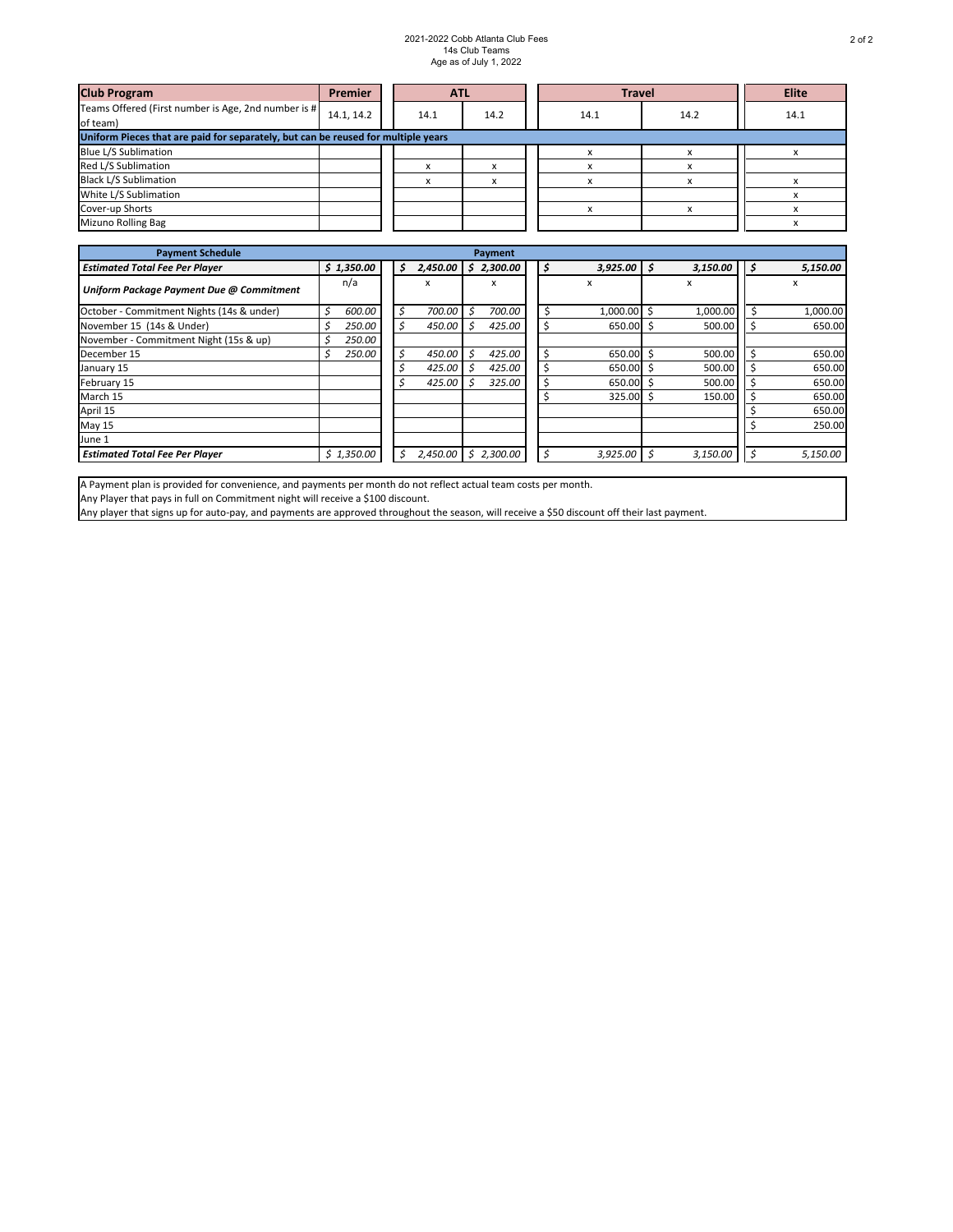2021-2022 Cobb Atlanta Club Fees
14s Club Teams
Age as of July 1, 2022

| Club Program | Premier | ATL | | Travel | | Elite |
|---|---|---|---|---|---|---|
| Teams Offered (First number is Age, 2nd number is # of team) | 14.1, 14.2 | 14.1 | 14.2 | 14.1 | 14.2 | 14.1 |
| **Uniform Pieces that are paid for separately, but can be reused for multiple years** | | | | | | |
| Blue L/S Sublimation | | | | x | x | x |
| Red L/S Sublimation | | x | x | x | x | |
| Black L/S Sublimation | | x | x | x | x | x |
| White L/S Sublimation | | | | | | x |
| Cover-up Shorts | | | | x | x | x |
| Mizuno Rolling Bag | | | | | | x |

| Payment Schedule | Payment | | | | | |
|---|---|---|---|---|---|---|
| ***Estimated Total Fee Per Player*** | *$ 1,350.00* | *$ 2,450.00* | *$ 2,300.00* | *$ 3,925.00* | *$ 3,150.00* | *$ 5,150.00* |
| ***Uniform Package Payment Due @ Commitment*** | n/a | x | x | x | x | x |
| October - Commitment Nights (14s & under) | *$ 600.00* | *$ 700.00* | *$ 700.00* | $ 1,000.00 | $ 1,000.00 | $ 1,000.00 |
| November 15 (14s & Under) | *$ 250.00* | *$ 450.00* | *$ 425.00* | $ 650.00 | $ 500.00 | $ 650.00 |
| November - Commitment Night (15s & up) | *$ 250.00* | | | | | |
| December 15 | *$ 250.00* | *$ 450.00* | *$ 425.00* | $ 650.00 | $ 500.00 | $ 650.00 |
| January 15 | | *$ 425.00* | *$ 425.00* | $ 650.00 | $ 500.00 | $ 650.00 |
| February 15 | | *$ 425.00* | *$ 325.00* | $ 650.00 | $ 500.00 | $ 650.00 |
| March 15 | | | | $ 325.00 | $ 150.00 | $ 650.00 |
| April 15 | | | | | | $ 650.00 |
| May 15 | | | | | | $ 250.00 |
| June 1 | | | | | | |
| ***Estimated Total Fee Per Player*** | *$ 1,350.00* | *$ 2,450.00* | *$ 2,300.00* | *$ 3,925.00* | *$ 3,150.00* | *$ 5,150.00* |

A Payment plan is provided for convenience, and payments per month do not reflect actual team costs per month.
Any Player that pays in full on Commitment night will receive a $100 discount.
Any player that signs up for auto-pay, and payments are approved throughout the season, will receive a $50 discount off their last payment.